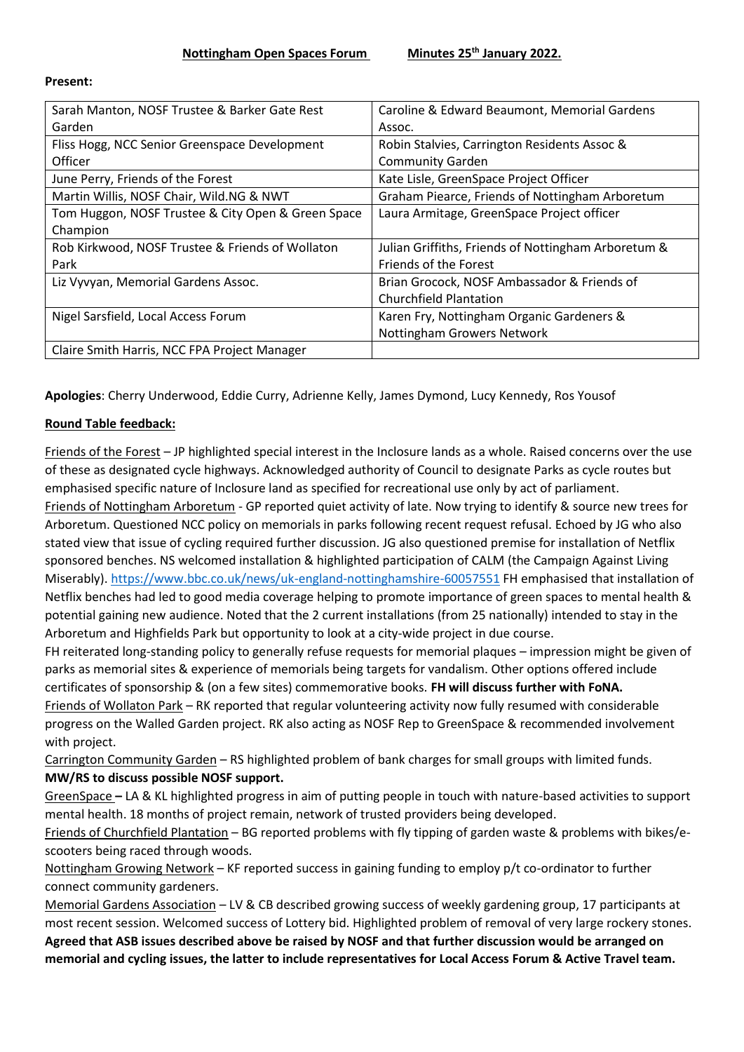**Nottingham Open Spaces Forum** **Minutes 25th January 2022.**

**Present:**

| | |
|---|---|
| Sarah Manton, NOSF Trustee & Barker Gate Rest Garden | Caroline & Edward Beaumont, Memorial Gardens Assoc. |
| Fliss Hogg, NCC Senior Greenspace Development Officer | Robin Stalvies, Carrington Residents Assoc & Community Garden |
| June Perry, Friends of the Forest | Kate Lisle, GreenSpace Project Officer |
| Martin Willis, NOSF Chair, Wild.NG & NWT | Graham Piearce, Friends of Nottingham Arboretum |
| Tom Huggon, NOSF Trustee & City Open & Green Space Champion | Laura Armitage, GreenSpace Project officer |
| Rob Kirkwood, NOSF Trustee & Friends of Wollaton Park | Julian Griffiths, Friends of Nottingham Arboretum & Friends of the Forest |
| Liz Vyvyan, Memorial Gardens Assoc. | Brian Grocock, NOSF Ambassador & Friends of Churchfield Plantation |
| Nigel Sarsfield, Local Access Forum | Karen Fry, Nottingham Organic Gardeners & Nottingham Growers Network |
| Claire Smith Harris, NCC FPA Project Manager | |

**Apologies**: Cherry Underwood, Eddie Curry, Adrienne Kelly, James Dymond, Lucy Kennedy, Ros Yousof

**Round Table feedback:**

Friends of the Forest – JP highlighted special interest in the Inclosure lands as a whole. Raised concerns over the use of these as designated cycle highways. Acknowledged authority of Council to designate Parks as cycle routes but emphasised specific nature of Inclosure land as specified for recreational use only by act of parliament.

Friends of Nottingham Arboretum - GP reported quiet activity of late. Now trying to identify & source new trees for Arboretum. Questioned NCC policy on memorials in parks following recent request refusal. Echoed by JG who also stated view that issue of cycling required further discussion. JG also questioned premise for installation of Netflix sponsored benches. NS welcomed installation & highlighted participation of CALM (the Campaign Against Living Miserably). https://www.bbc.co.uk/news/uk-england-nottinghamshire-60057551 FH emphasised that installation of Netflix benches had led to good media coverage helping to promote importance of green spaces to mental health & potential gaining new audience. Noted that the 2 current installations (from 25 nationally) intended to stay in the Arboretum and Highfields Park but opportunity to look at a city-wide project in due course.

FH reiterated long-standing policy to generally refuse requests for memorial plaques – impression might be given of parks as memorial sites & experience of memorials being targets for vandalism. Other options offered include certificates of sponsorship & (on a few sites) commemorative books. **FH will discuss further with FoNA.**

Friends of Wollaton Park – RK reported that regular volunteering activity now fully resumed with considerable progress on the Walled Garden project. RK also acting as NOSF Rep to GreenSpace & recommended involvement with project.

Carrington Community Garden – RS highlighted problem of bank charges for small groups with limited funds. **MW/RS to discuss possible NOSF support.**

GreenSpace **–** LA & KL highlighted progress in aim of putting people in touch with nature-based activities to support mental health. 18 months of project remain, network of trusted providers being developed.

Friends of Churchfield Plantation – BG reported problems with fly tipping of garden waste & problems with bikes/e-scooters being raced through woods.

Nottingham Growing Network – KF reported success in gaining funding to employ p/t co-ordinator to further connect community gardeners.

Memorial Gardens Association – LV & CB described growing success of weekly gardening group, 17 participants at most recent session. Welcomed success of Lottery bid. Highlighted problem of removal of very large rockery stones.

**Agreed that ASB issues described above be raised by NOSF and that further discussion would be arranged on memorial and cycling issues, the latter to include representatives for Local Access Forum & Active Travel team.**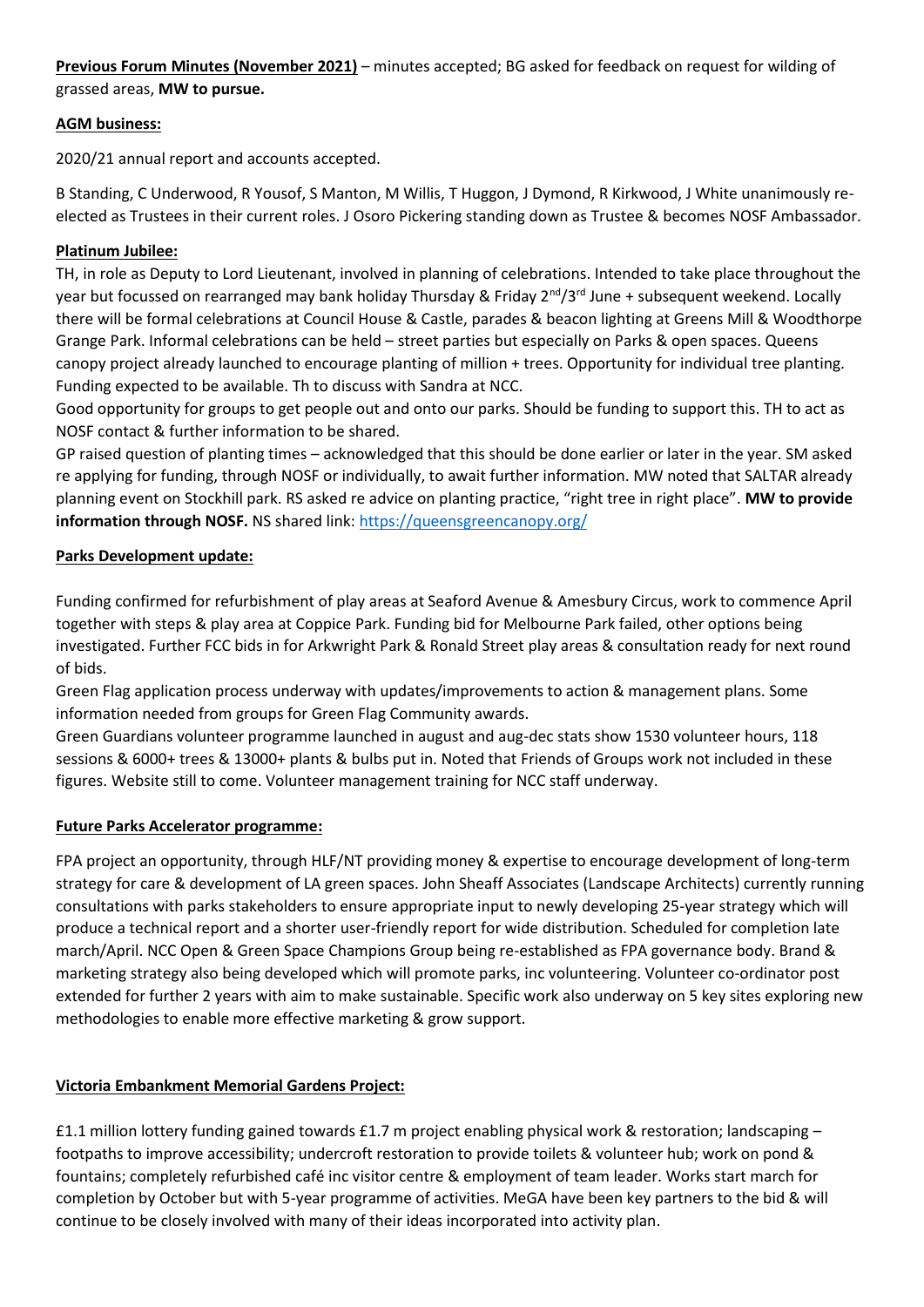**Previous Forum Minutes (November 2021)** – minutes accepted; BG asked for feedback on request for wilding of grassed areas, **MW to pursue.**

**AGM business:**

2020/21 annual report and accounts accepted.

B Standing, C Underwood, R Yousof, S Manton, M Willis, T Huggon, J Dymond, R Kirkwood, J White unanimously re-elected as Trustees in their current roles. J Osoro Pickering standing down as Trustee & becomes NOSF Ambassador.

**Platinum Jubilee:**

TH, in role as Deputy to Lord Lieutenant, involved in planning of celebrations. Intended to take place throughout the year but focussed on rearranged may bank holiday Thursday & Friday 2nd/3rd June + subsequent weekend. Locally there will be formal celebrations at Council House & Castle, parades & beacon lighting at Greens Mill & Woodthorpe Grange Park. Informal celebrations can be held – street parties but especially on Parks & open spaces. Queens canopy project already launched to encourage planting of million + trees. Opportunity for individual tree planting. Funding expected to be available. Th to discuss with Sandra at NCC.

Good opportunity for groups to get people out and onto our parks. Should be funding to support this. TH to act as NOSF contact & further information to be shared.

GP raised question of planting times – acknowledged that this should be done earlier or later in the year. SM asked re applying for funding, through NOSF or individually, to await further information. MW noted that SALTAR already planning event on Stockhill park. RS asked re advice on planting practice, "right tree in right place". **MW to provide information through NOSF.** NS shared link: https://queensgreencanopy.org/

**Parks Development update:**

Funding confirmed for refurbishment of play areas at Seaford Avenue & Amesbury Circus, work to commence April together with steps & play area at Coppice Park. Funding bid for Melbourne Park failed, other options being investigated. Further FCC bids in for Arkwright Park & Ronald Street play areas & consultation ready for next round of bids.

Green Flag application process underway with updates/improvements to action & management plans. Some information needed from groups for Green Flag Community awards.

Green Guardians volunteer programme launched in august and aug-dec stats show 1530 volunteer hours, 118 sessions & 6000+ trees & 13000+ plants & bulbs put in. Noted that Friends of Groups work not included in these figures. Website still to come. Volunteer management training for NCC staff underway.

**Future Parks Accelerator programme:**

FPA project an opportunity, through HLF/NT providing money & expertise to encourage development of long-term strategy for care & development of LA green spaces. John Sheaff Associates (Landscape Architects) currently running consultations with parks stakeholders to ensure appropriate input to newly developing 25-year strategy which will produce a technical report and a shorter user-friendly report for wide distribution. Scheduled for completion late march/April. NCC Open & Green Space Champions Group being re-established as FPA governance body. Brand & marketing strategy also being developed which will promote parks, inc volunteering. Volunteer co-ordinator post extended for further 2 years with aim to make sustainable. Specific work also underway on 5 key sites exploring new methodologies to enable more effective marketing & grow support.

**Victoria Embankment Memorial Gardens Project:**

£1.1 million lottery funding gained towards £1.7 m project enabling physical work & restoration; landscaping – footpaths to improve accessibility; undercroft restoration to provide toilets & volunteer hub; work on pond & fountains; completely refurbished café inc visitor centre & employment of team leader. Works start march for completion by October but with 5-year programme of activities. MeGA have been key partners to the bid & will continue to be closely involved with many of their ideas incorporated into activity plan.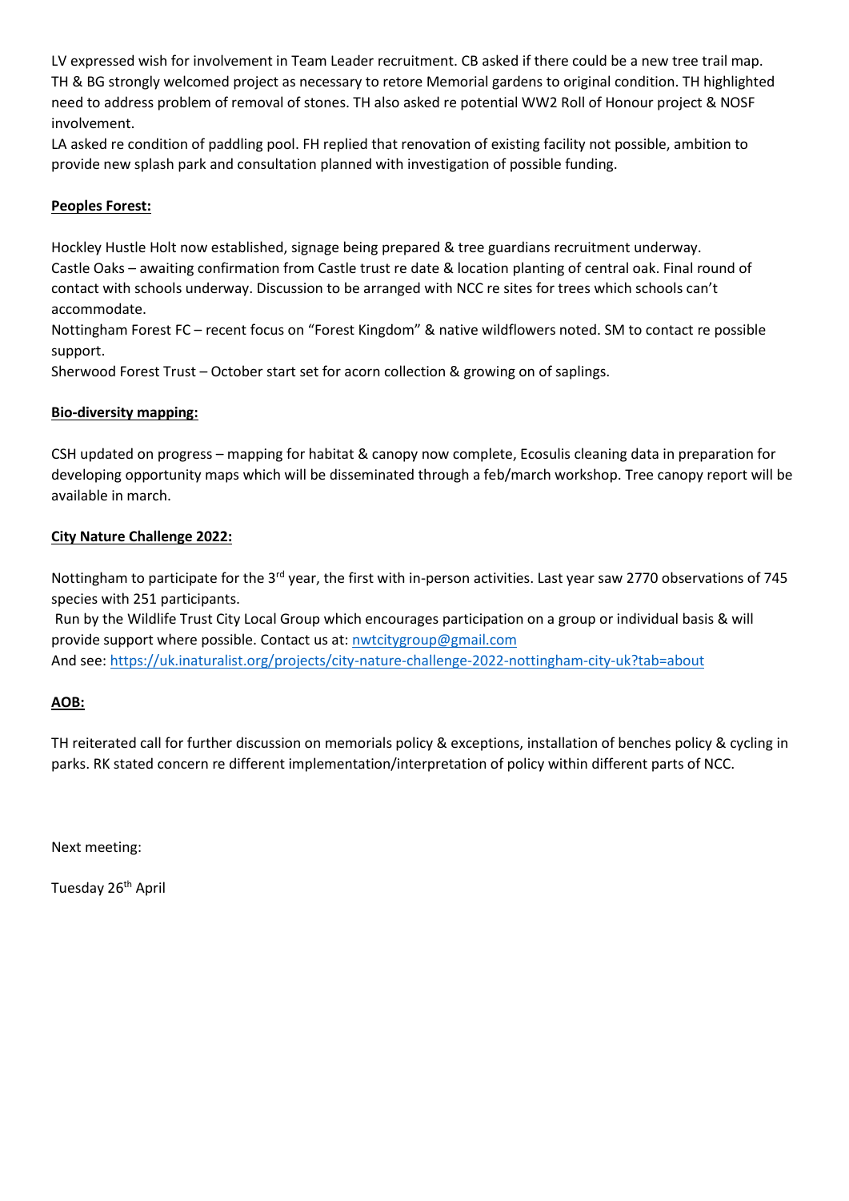LV expressed wish for involvement in Team Leader recruitment. CB asked if there could be a new tree trail map. TH & BG strongly welcomed project as necessary to retore Memorial gardens to original condition. TH highlighted need to address problem of removal of stones. TH also asked re potential WW2 Roll of Honour project & NOSF involvement.

LA asked re condition of paddling pool. FH replied that renovation of existing facility not possible, ambition to provide new splash park and consultation planned with investigation of possible funding.

**Peoples Forest:**

Hockley Hustle Holt now established, signage being prepared & tree guardians recruitment underway.

Castle Oaks – awaiting confirmation from Castle trust re date & location planting of central oak. Final round of contact with schools underway. Discussion to be arranged with NCC re sites for trees which schools can't accommodate.

Nottingham Forest FC – recent focus on "Forest Kingdom" & native wildflowers noted. SM to contact re possible support.

Sherwood Forest Trust – October start set for acorn collection & growing on of saplings.

**Bio-diversity mapping:**

CSH updated on progress – mapping for habitat & canopy now complete, Ecosulis cleaning data in preparation for developing opportunity maps which will be disseminated through a feb/march workshop. Tree canopy report will be available in march.

**City Nature Challenge 2022:**

Nottingham to participate for the 3rd year, the first with in-person activities. Last year saw 2770 observations of 745 species with 251 participants.

Run by the Wildlife Trust City Local Group which encourages participation on a group or individual basis & will provide support where possible. Contact us at: nwtcitygroup@gmail.com

And see: https://uk.inaturalist.org/projects/city-nature-challenge-2022-nottingham-city-uk?tab=about

**AOB:**

TH reiterated call for further discussion on memorials policy & exceptions, installation of benches policy & cycling in parks. RK stated concern re different implementation/interpretation of policy within different parts of NCC.

Next meeting:

Tuesday 26th April